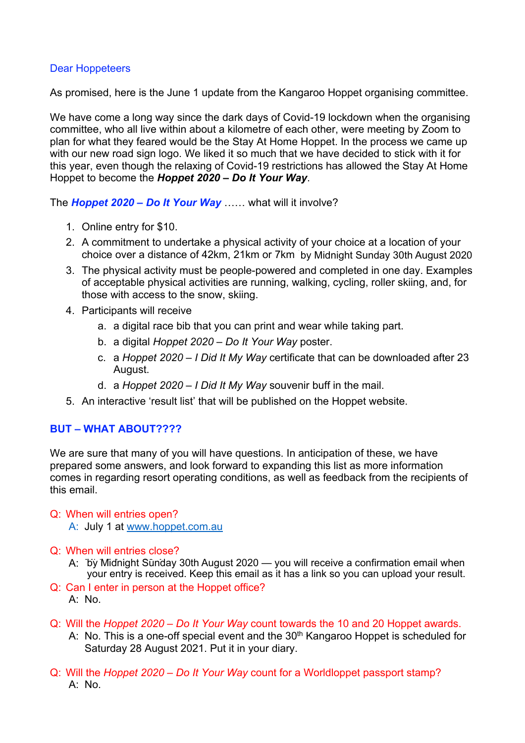Dear Hoppeteers

As promised, here is the June 1 update from the Kangaroo Hoppet organising committee.

We have come a long way since the dark days of Covid-19 lockdown when the organising committee, who all live within about a kilometre of each other, were meeting by Zoom to plan for what they feared would be the Stay At Home Hoppet. In the process we came up with our new road sign logo. We liked it so much that we have decided to stick with it for this year, even though the relaxing of Covid-19 restrictions has allowed the Stay At Home Hoppet to become the ***Hoppet 2020 – Do It Your Way***.

The ***Hoppet 2020 – Do It Your Way*** …… what will it involve?

1. Online entry for $10.
2. A commitment to undertake a physical activity of your choice at a location of your choice over a distance of 42km, 21km or 7km by Midnight Sunday 30th August 2020
3. The physical activity must be people-powered and completed in one day. Examples of acceptable physical activities are running, walking, cycling, roller skiing, and, for those with access to the snow, skiing.
4. Participants will receive
   a. a digital race bib that you can print and wear while taking part.
   b. a digital *Hoppet 2020 – Do It Your Way* poster.
   c. a *Hoppet 2020 – I Did It My Way* certificate that can be downloaded after 23 August.
   d. a *Hoppet 2020 – I Did It My Way* souvenir buff in the mail.
5. An interactive 'result list' that will be published on the Hoppet website.

**BUT – WHAT ABOUT????**

We are sure that many of you will have questions. In anticipation of these, we have prepared some answers, and look forward to expanding this list as more information comes in regarding resort operating conditions, as well as feedback from the recipients of this email.

Q: When will entries open?
A: July 1 at www.hoppet.com.au

Q: When will entries close?
A: by Midnight Sunday 30th August 2020 — you will receive a confirmation email when your entry is received. Keep this email as it has a link so you can upload your result.

Q: Can I enter in person at the Hoppet office?
A: No.

Q: Will the *Hoppet 2020 – Do It Your Way* count towards the 10 and 20 Hoppet awards.
A: No. This is a one-off special event and the 30th Kangaroo Hoppet is scheduled for Saturday 28 August 2021. Put it in your diary.

Q: Will the *Hoppet 2020 – Do It Your Way* count for a Worldloppet passport stamp?
A: No.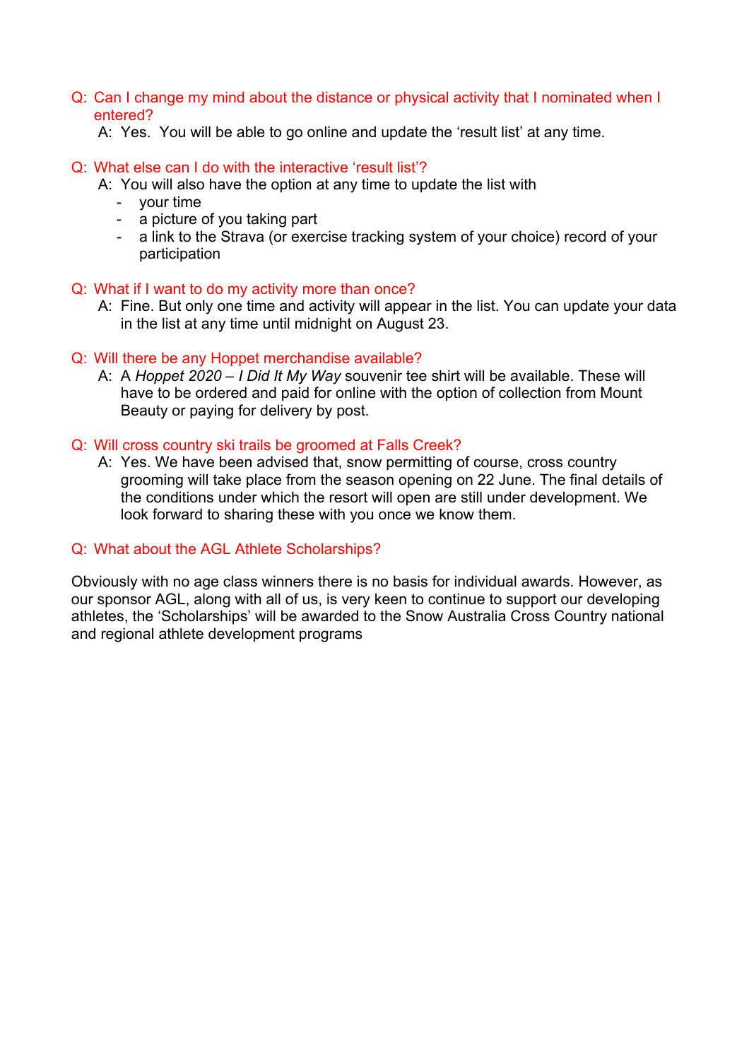Q: Can I change my mind about the distance or physical activity that I nominated when I entered?

A: Yes. You will be able to go online and update the ‘result list’ at any time.

Q: What else can I do with the interactive ‘result list’?

A: You will also have the option at any time to update the list with

- your time
- a picture of you taking part
- a link to the Strava (or exercise tracking system of your choice) record of your participation

Q: What if I want to do my activity more than once?

A: Fine. But only one time and activity will appear in the list. You can update your data in the list at any time until midnight on August 23.

Q: Will there be any Hoppet merchandise available?

A: A *Hoppet 2020 – I Did It My Way* souvenir tee shirt will be available. These will have to be ordered and paid for online with the option of collection from Mount Beauty or paying for delivery by post.

Q: Will cross country ski trails be groomed at Falls Creek?

A: Yes. We have been advised that, snow permitting of course, cross country grooming will take place from the season opening on 22 June. The final details of the conditions under which the resort will open are still under development. We look forward to sharing these with you once we know them.

Q: What about the AGL Athlete Scholarships?

Obviously with no age class winners there is no basis for individual awards. However, as our sponsor AGL, along with all of us, is very keen to continue to support our developing athletes, the ‘Scholarships’ will be awarded to the Snow Australia Cross Country national and regional athlete development programs